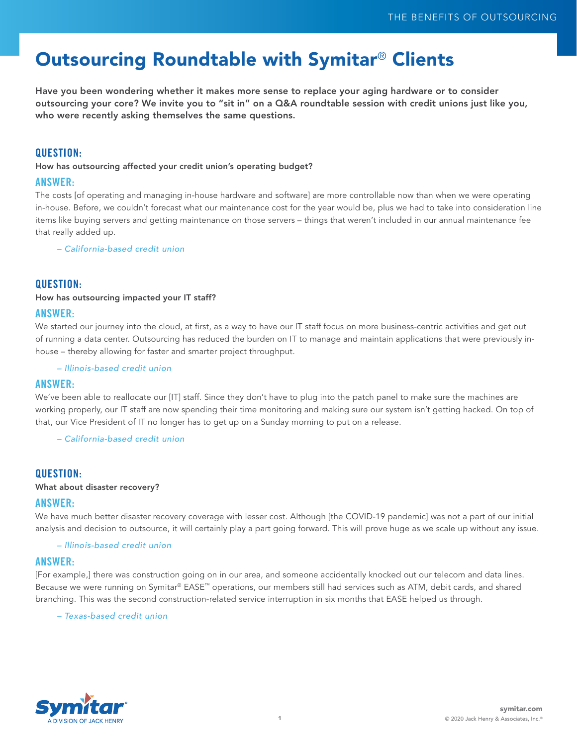# Outsourcing Roundtable with Symitar® Clients

**Have you been wondering whether it makes more sense to replace your aging hardware or to consider outsourcing your core? We invite you to "sit in" on a Q&A roundtable session with credit unions just like you, who were recently asking themselves the same questions.**

## QUESTION:

**How has outsourcing affected your credit union's operating budget?**

### ANSWER:

The costs [of operating and managing in-house hardware and software] are more controllable now than when we were operating in-house. Before, we couldn't forecast what our maintenance cost for the year would be, plus we had to take into consideration line items like buying servers and getting maintenance on those servers – things that weren't included in our annual maintenance fee that really added up.

*– California-based credit union*

## QUESTION:

**How has outsourcing impacted your IT staff?**

### ANSWER:

We started our journey into the cloud, at first, as a way to have our IT staff focus on more business-centric activities and get out of running a data center. Outsourcing has reduced the burden on IT to manage and maintain applications that were previously in-house – thereby allowing for faster and smarter project throughput.

*– Illinois-based credit union*

### ANSWER:

We've been able to reallocate our [IT] staff. Since they don't have to plug into the patch panel to make sure the machines are working properly, our IT staff are now spending their time monitoring and making sure our system isn't getting hacked. On top of that, our Vice President of IT no longer has to get up on a Sunday morning to put on a release.

*– California-based credit union*

## QUESTION:

**What about disaster recovery?**

### ANSWER:

We have much better disaster recovery coverage with lesser cost. Although [the COVID-19 pandemic] was not a part of our initial analysis and decision to outsource, it will certainly play a part going forward. This will prove huge as we scale up without any issue.

*– Illinois-based credit union*

### ANSWER:

[For example,] there was construction going on in our area, and someone accidentally knocked out our telecom and data lines. Because we were running on Symitar® EASE™ operations, our members still had services such as ATM, debit cards, and shared branching. This was the second construction-related service interruption in six months that EASE helped us through.

*– Texas-based credit union*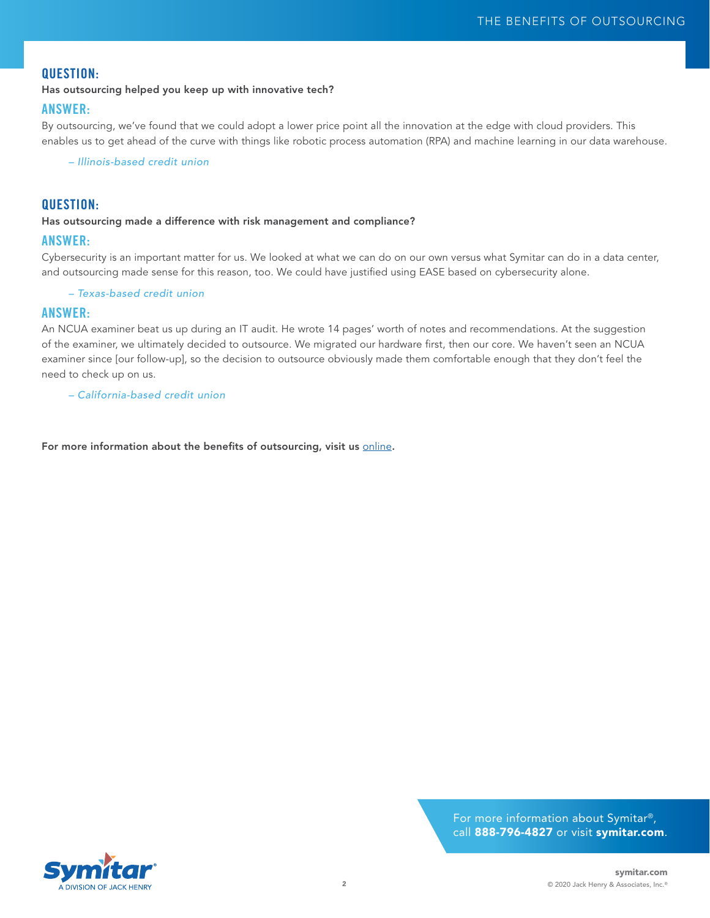## QUESTION:

**Has outsourcing helped you keep up with innovative tech?**

## ANSWER:

By outsourcing, we've found that we could adopt a lower price point all the innovation at the edge with cloud providers. This enables us to get ahead of the curve with things like robotic process automation (RPA) and machine learning in our data warehouse.

*– Illinois-based credit union*

## QUESTION:

**Has outsourcing made a difference with risk management and compliance?**

## ANSWER:

Cybersecurity is an important matter for us. We looked at what we can do on our own versus what Symitar can do in a data center, and outsourcing made sense for this reason, too. We could have justified using EASE based on cybersecurity alone.

*– Texas-based credit union*

## ANSWER:

An NCUA examiner beat us up during an IT audit. He wrote 14 pages' worth of notes and recommendations. At the suggestion of the examiner, we ultimately decided to outsource. We migrated our hardware first, then our core. We haven't seen an NCUA examiner since [our follow-up], so the decision to outsource obviously made them comfortable enough that they don't feel the need to check up on us.

*– California-based credit union*

**For more information about the benefits of outsourcing, visit us online.**

For more information about Symitar®, call **888-796-4827** or visit **symitar.com**.

Symitar® A DIVISION OF JACK HENRY

**symitar.com**

© 2020 Jack Henry & Associates, Inc.®